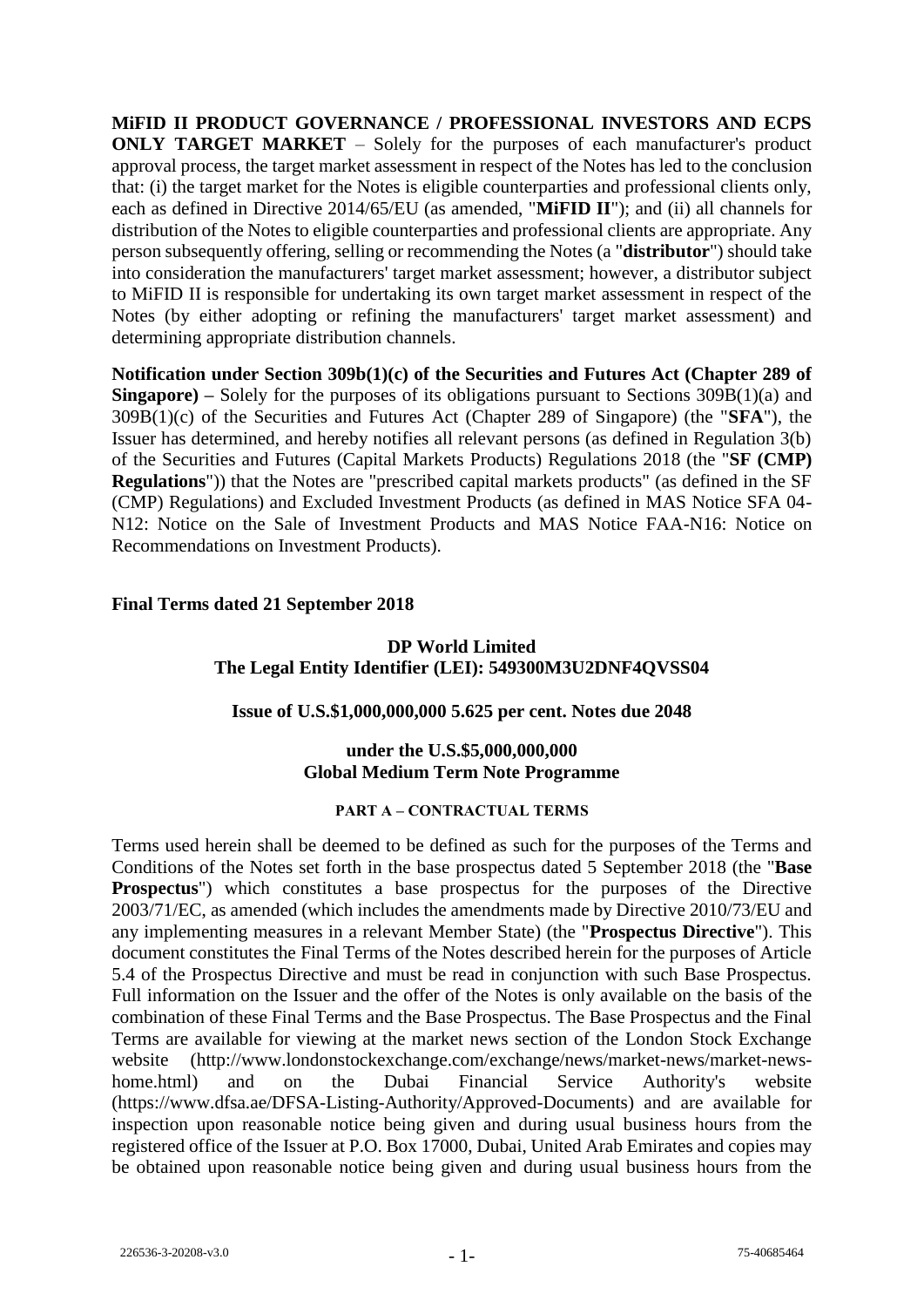**MiFID II PRODUCT GOVERNANCE / PROFESSIONAL INVESTORS AND ECPS ONLY TARGET MARKET** – Solely for the purposes of each manufacturer's product approval process, the target market assessment in respect of the Notes has led to the conclusion that: (i) the target market for the Notes is eligible counterparties and professional clients only, each as defined in Directive 2014/65/EU (as amended, "**MiFID II**"); and (ii) all channels for distribution of the Notes to eligible counterparties and professional clients are appropriate. Any person subsequently offering, selling or recommending the Notes (a "**distributor**") should take into consideration the manufacturers' target market assessment; however, a distributor subject to MiFID II is responsible for undertaking its own target market assessment in respect of the Notes (by either adopting or refining the manufacturers' target market assessment) and determining appropriate distribution channels.

**Notification under Section 309b(1)(c) of the Securities and Futures Act (Chapter 289 of Singapore) –** Solely for the purposes of its obligations pursuant to Sections 309B(1)(a) and 309B(1)(c) of the Securities and Futures Act (Chapter 289 of Singapore) (the "**SFA**"), the Issuer has determined, and hereby notifies all relevant persons (as defined in Regulation 3(b) of the Securities and Futures (Capital Markets Products) Regulations 2018 (the "**SF (CMP) Regulations**")) that the Notes are "prescribed capital markets products" (as defined in the SF (CMP) Regulations) and Excluded Investment Products (as defined in MAS Notice SFA 04-N12: Notice on the Sale of Investment Products and MAS Notice FAA-N16: Notice on Recommendations on Investment Products).

**Final Terms dated 21 September 2018**

**DP World Limited**
**The Legal Entity Identifier (LEI): 549300M3U2DNF4QVSS04**

**Issue of U.S.$1,000,000,000 5.625 per cent. Notes due 2048**

**under the U.S.$5,000,000,000**
**Global Medium Term Note Programme**

**PART A – CONTRACTUAL TERMS**

Terms used herein shall be deemed to be defined as such for the purposes of the Terms and Conditions of the Notes set forth in the base prospectus dated 5 September 2018 (the "**Base Prospectus**") which constitutes a base prospectus for the purposes of the Directive 2003/71/EC, as amended (which includes the amendments made by Directive 2010/73/EU and any implementing measures in a relevant Member State) (the "**Prospectus Directive**"). This document constitutes the Final Terms of the Notes described herein for the purposes of Article 5.4 of the Prospectus Directive and must be read in conjunction with such Base Prospectus. Full information on the Issuer and the offer of the Notes is only available on the basis of the combination of these Final Terms and the Base Prospectus. The Base Prospectus and the Final Terms are available for viewing at the market news section of the London Stock Exchange website (http://www.londonstockexchange.com/exchange/news/market-news/market-news-home.html) and on the Dubai Financial Service Authority's website (https://www.dfsa.ae/DFSA-Listing-Authority/Approved-Documents) and are available for inspection upon reasonable notice being given and during usual business hours from the registered office of the Issuer at P.O. Box 17000, Dubai, United Arab Emirates and copies may be obtained upon reasonable notice being given and during usual business hours from the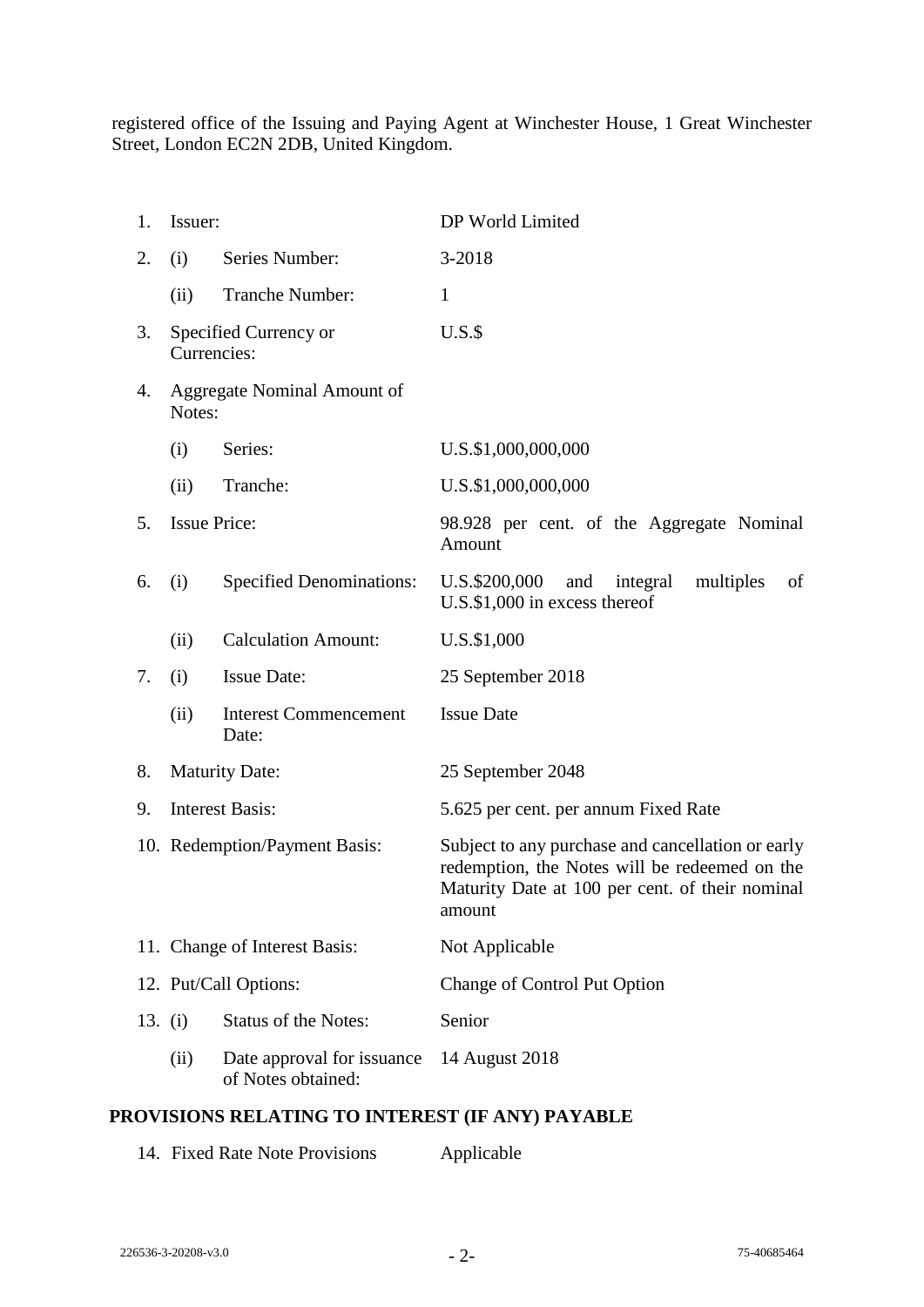registered office of the Issuing and Paying Agent at Winchester House, 1 Great Winchester Street, London EC2N 2DB, United Kingdom.

| | | | |
|---|---|---|---|
| 1. | Issuer: | | DP World Limited |
| 2. | (i) | Series Number: | 3-2018 |
| | (ii) | Tranche Number: | 1 |
| 3. | Specified Currency or Currencies: | | U.S.$ |
| 4. | Aggregate Nominal Amount of Notes: | | |
| | (i) | Series: | U.S.$1,000,000,000 |
| | (ii) | Tranche: | U.S.$1,000,000,000 |
| 5. | Issue Price: | | 98.928 per cent. of the Aggregate Nominal Amount |
| 6. | (i) | Specified Denominations: | U.S.$200,000 and integral multiples of U.S.$1,000 in excess thereof |
| | (ii) | Calculation Amount: | U.S.$1,000 |
| 7. | (i) | Issue Date: | 25 September 2018 |
| | (ii) | Interest Commencement Date: | Issue Date |
| 8. | Maturity Date: | | 25 September 2048 |
| 9. | Interest Basis: | | 5.625 per cent. per annum Fixed Rate |
| 10. | Redemption/Payment Basis: | | Subject to any purchase and cancellation or early redemption, the Notes will be redeemed on the Maturity Date at 100 per cent. of their nominal amount |
| 11. | Change of Interest Basis: | | Not Applicable |
| 12. | Put/Call Options: | | Change of Control Put Option |
| 13. | (i) | Status of the Notes: | Senior |
| | (ii) | Date approval for issuance of Notes obtained: | 14 August 2018 |

**PROVISIONS RELATING TO INTEREST (IF ANY) PAYABLE**

| | | |
|---|---|---|
| 14. | Fixed Rate Note Provisions | Applicable |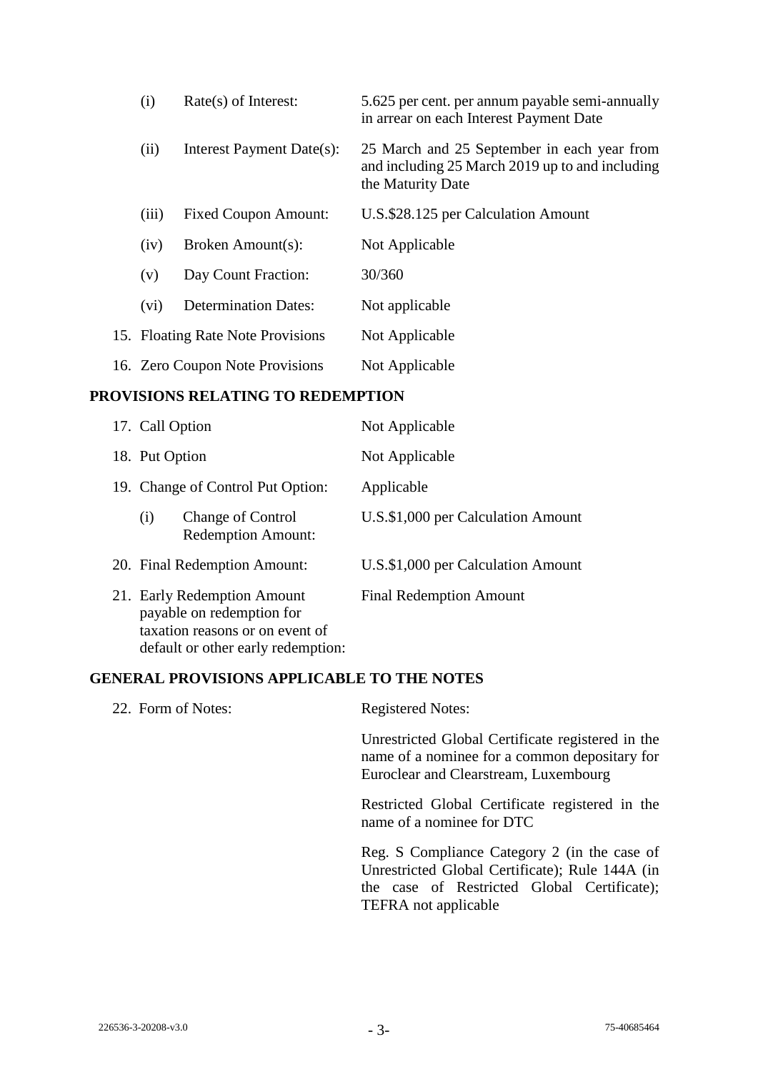| | | |
|---|---|---|
| (i) | Rate(s) of Interest: | 5.625 per cent. per annum payable semi-annually in arrear on each Interest Payment Date |
| (ii) | Interest Payment Date(s): | 25 March and 25 September in each year from and including 25 March 2019 up to and including the Maturity Date |
| (iii) | Fixed Coupon Amount: | U.S.$28.125 per Calculation Amount |
| (iv) | Broken Amount(s): | Not Applicable |
| (v) | Day Count Fraction: | 30/360 |
| (vi) | Determination Dates: | Not applicable |

15. Floating Rate Note Provisions — Not Applicable

16. Zero Coupon Note Provisions — Not Applicable

## PROVISIONS RELATING TO REDEMPTION

| | |
|---|---|
| 17. Call Option | Not Applicable |
| 18. Put Option | Not Applicable |
| 19. Change of Control Put Option: | Applicable |
| (i) Change of Control Redemption Amount: | U.S.$1,000 per Calculation Amount |
| 20. Final Redemption Amount: | U.S.$1,000 per Calculation Amount |
| 21. Early Redemption Amount payable on redemption for taxation reasons or on event of default or other early redemption: | Final Redemption Amount |

## GENERAL PROVISIONS APPLICABLE TO THE NOTES

22. Form of Notes: Registered Notes:

Unrestricted Global Certificate registered in the name of a nominee for a common depositary for Euroclear and Clearstream, Luxembourg

Restricted Global Certificate registered in the name of a nominee for DTC

Reg. S Compliance Category 2 (in the case of Unrestricted Global Certificate); Rule 144A (in the case of Restricted Global Certificate); TEFRA not applicable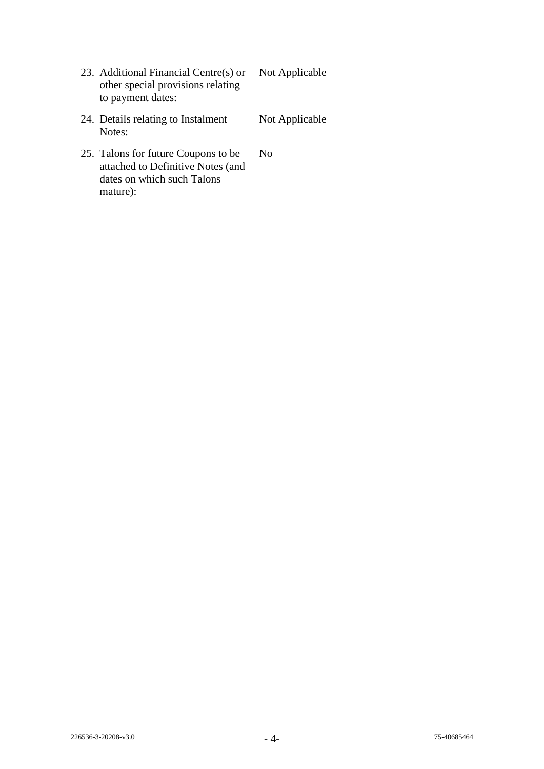| | |
|---|---|
| 23. Additional Financial Centre(s) or other special provisions relating to payment dates: | Not Applicable |
| 24. Details relating to Instalment Notes: | Not Applicable |
| 25. Talons for future Coupons to be attached to Definitive Notes (and dates on which such Talons mature): | No |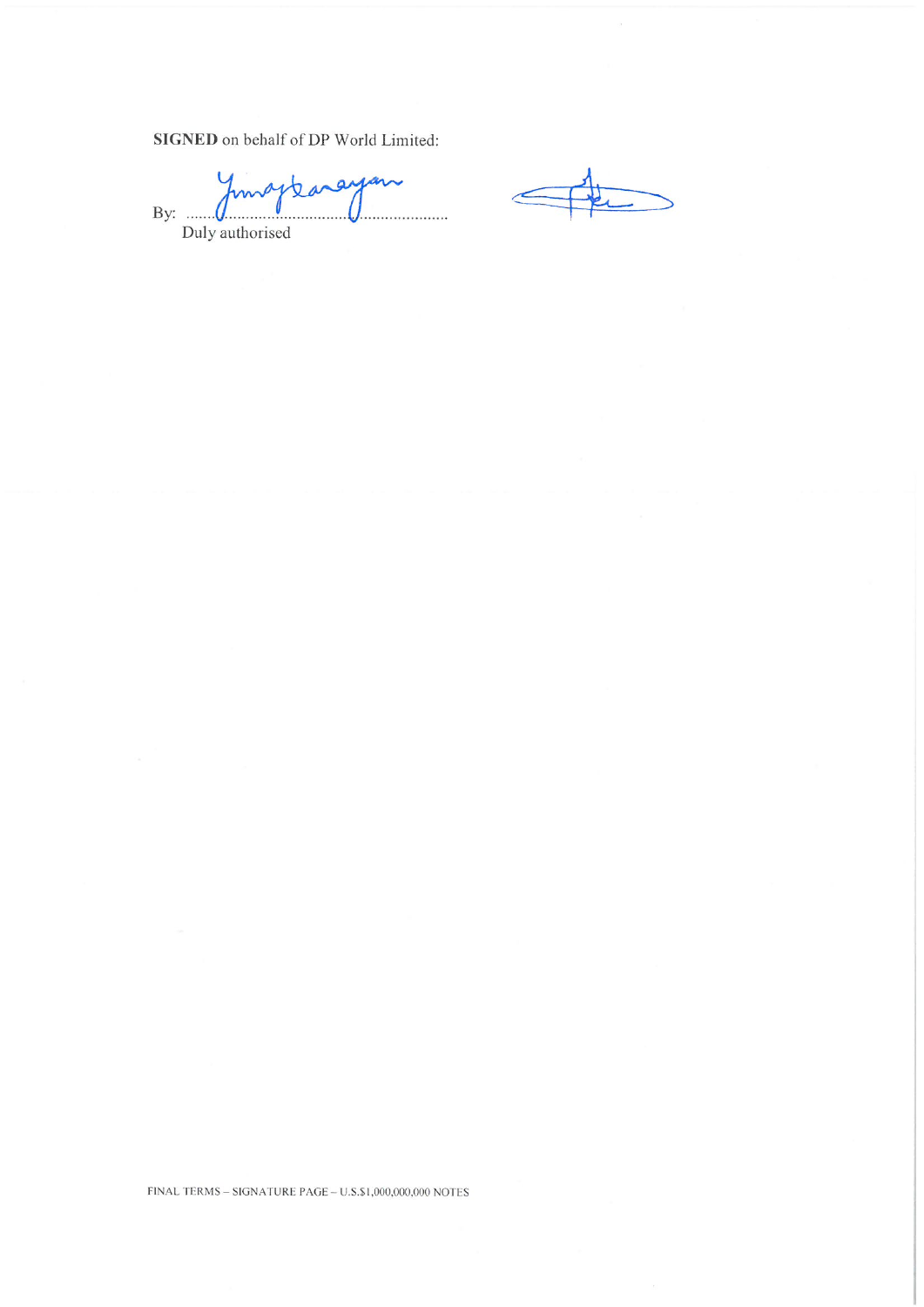**SIGNED** on behalf of DP World Limited:

By: ......................................................................

Duly authorised

FINAL TERMS – SIGNATURE PAGE – U.S.$1,000,000,000 NOTES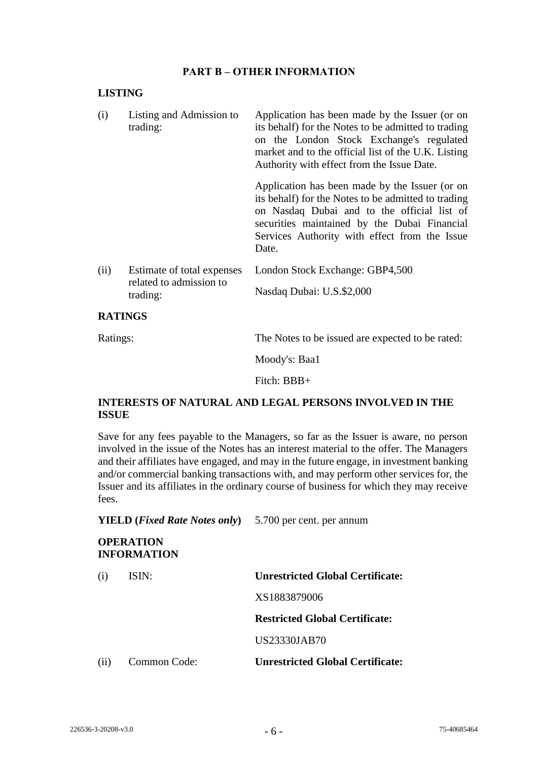## PART B – OTHER INFORMATION

### LISTING

| | | |
|---|---|---|
| (i) | Listing and Admission to trading: | Application has been made by the Issuer (or on its behalf) for the Notes to be admitted to trading on the London Stock Exchange's regulated market and to the official list of the U.K. Listing Authority with effect from the Issue Date.<br><br>Application has been made by the Issuer (or on its behalf) for the Notes to be admitted to trading on Nasdaq Dubai and to the official list of securities maintained by the Dubai Financial Services Authority with effect from the Issue Date. |
| (ii) | Estimate of total expenses related to admission to trading: | London Stock Exchange: GBP4,500<br><br>Nasdaq Dubai: U.S.$2,000 |

### RATINGS

| | |
|---|---|
| Ratings: | The Notes to be issued are expected to be rated:<br><br>Moody's: Baa1<br><br>Fitch: BBB+ |

### INTERESTS OF NATURAL AND LEGAL PERSONS INVOLVED IN THE ISSUE

Save for any fees payable to the Managers, so far as the Issuer is aware, no person involved in the issue of the Notes has an interest material to the offer. The Managers and their affiliates have engaged, and may in the future engage, in investment banking and/or commercial banking transactions with, and may perform other services for, the Issuer and its affiliates in the ordinary course of business for which they may receive fees.

**YIELD (*Fixed Rate Notes only*)** 5.700 per cent. per annum

### OPERATION INFORMATION

| | | |
|---|---|---|
| (i) | ISIN: | **Unrestricted Global Certificate:**<br><br>XS1883879006<br><br>**Restricted Global Certificate:**<br><br>US23330JAB70 |
| (ii) | Common Code: | **Unrestricted Global Certificate:** |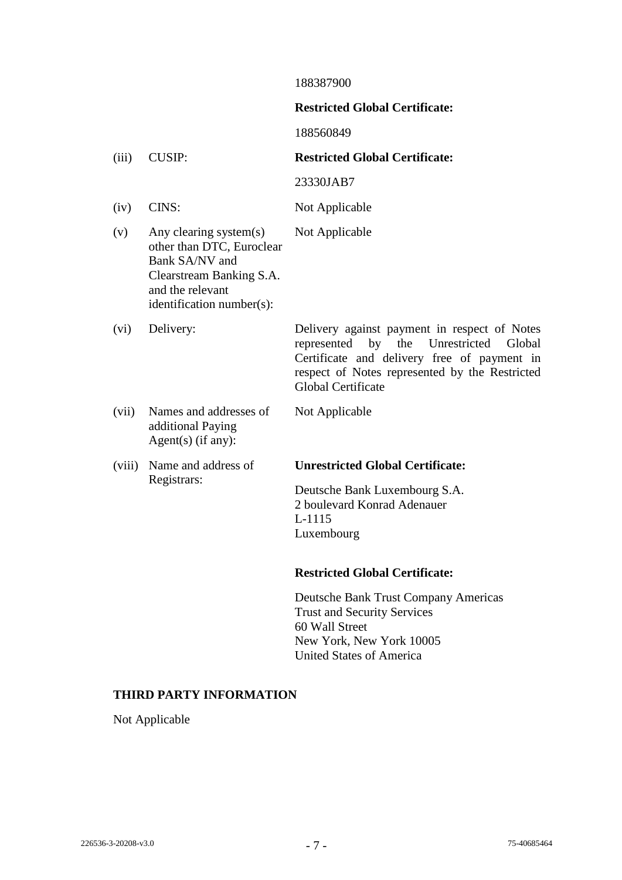| | | |
|---|---|---|
| | | 188387900 |
| | | **Restricted Global Certificate:** |
| | | 188560849 |
| (iii) | CUSIP: | **Restricted Global Certificate:** |
| | | 23330JAB7 |
| (iv) | CINS: | Not Applicable |
| (v) | Any clearing system(s) other than DTC, Euroclear Bank SA/NV and Clearstream Banking S.A. and the relevant identification number(s): | Not Applicable |
| (vi) | Delivery: | Delivery against payment in respect of Notes represented by the Unrestricted Global Certificate and delivery free of payment in respect of Notes represented by the Restricted Global Certificate |
| (vii) | Names and addresses of additional Paying Agent(s) (if any): | Not Applicable |
| (viii) | Name and address of Registrars: | **Unrestricted Global Certificate:**<br><br>Deutsche Bank Luxembourg S.A.<br>2 boulevard Konrad Adenauer<br>L-1115<br>Luxembourg<br><br>**Restricted Global Certificate:**<br><br>Deutsche Bank Trust Company Americas<br>Trust and Security Services<br>60 Wall Street<br>New York, New York 10005<br>United States of America |

## THIRD PARTY INFORMATION

Not Applicable

226536-3-20208-v3.0 75-40685464